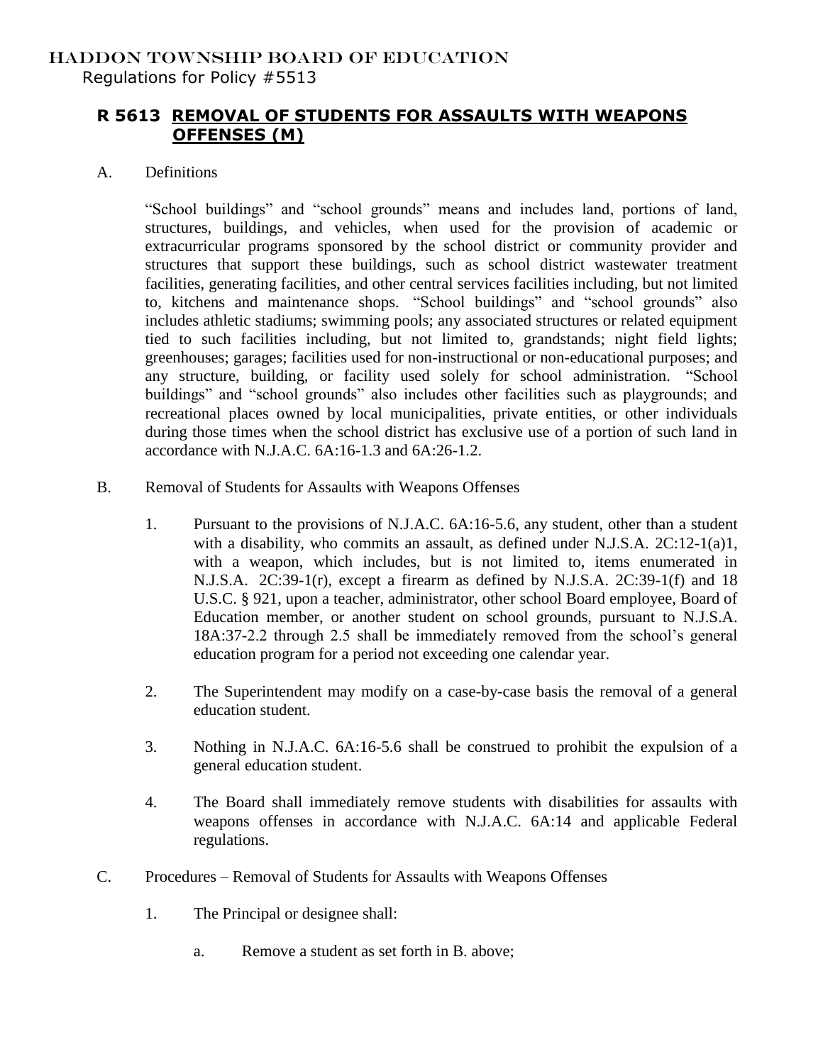HADDON TOWNSHIP BOARD OF EDUCATION

Regulations for Policy #5513

## R 5613 REMOVAL OF STUDENTS FOR ASSAULTS WITH WEAPONS OFFENSES (M)

A. Definitions

"School buildings" and "school grounds" means and includes land, portions of land, structures, buildings, and vehicles, when used for the provision of academic or extracurricular programs sponsored by the school district or community provider and structures that support these buildings, such as school district wastewater treatment facilities, generating facilities, and other central services facilities including, but not limited to, kitchens and maintenance shops. "School buildings" and "school grounds" also includes athletic stadiums; swimming pools; any associated structures or related equipment tied to such facilities including, but not limited to, grandstands; night field lights; greenhouses; garages; facilities used for non-instructional or non-educational purposes; and any structure, building, or facility used solely for school administration. "School buildings" and "school grounds" also includes other facilities such as playgrounds; and recreational places owned by local municipalities, private entities, or other individuals during those times when the school district has exclusive use of a portion of such land in accordance with N.J.A.C. 6A:16-1.3 and 6A:26-1.2.

B. Removal of Students for Assaults with Weapons Offenses

1. Pursuant to the provisions of N.J.A.C. 6A:16-5.6, any student, other than a student with a disability, who commits an assault, as defined under N.J.S.A. 2C:12-1(a)1, with a weapon, which includes, but is not limited to, items enumerated in N.J.S.A. 2C:39-1(r), except a firearm as defined by N.J.S.A. 2C:39-1(f) and 18 U.S.C. § 921, upon a teacher, administrator, other school Board employee, Board of Education member, or another student on school grounds, pursuant to N.J.S.A. 18A:37-2.2 through 2.5 shall be immediately removed from the school's general education program for a period not exceeding one calendar year.

2. The Superintendent may modify on a case-by-case basis the removal of a general education student.

3. Nothing in N.J.A.C. 6A:16-5.6 shall be construed to prohibit the expulsion of a general education student.

4. The Board shall immediately remove students with disabilities for assaults with weapons offenses in accordance with N.J.A.C. 6A:14 and applicable Federal regulations.

C. Procedures – Removal of Students for Assaults with Weapons Offenses

1. The Principal or designee shall:

   a. Remove a student as set forth in B. above;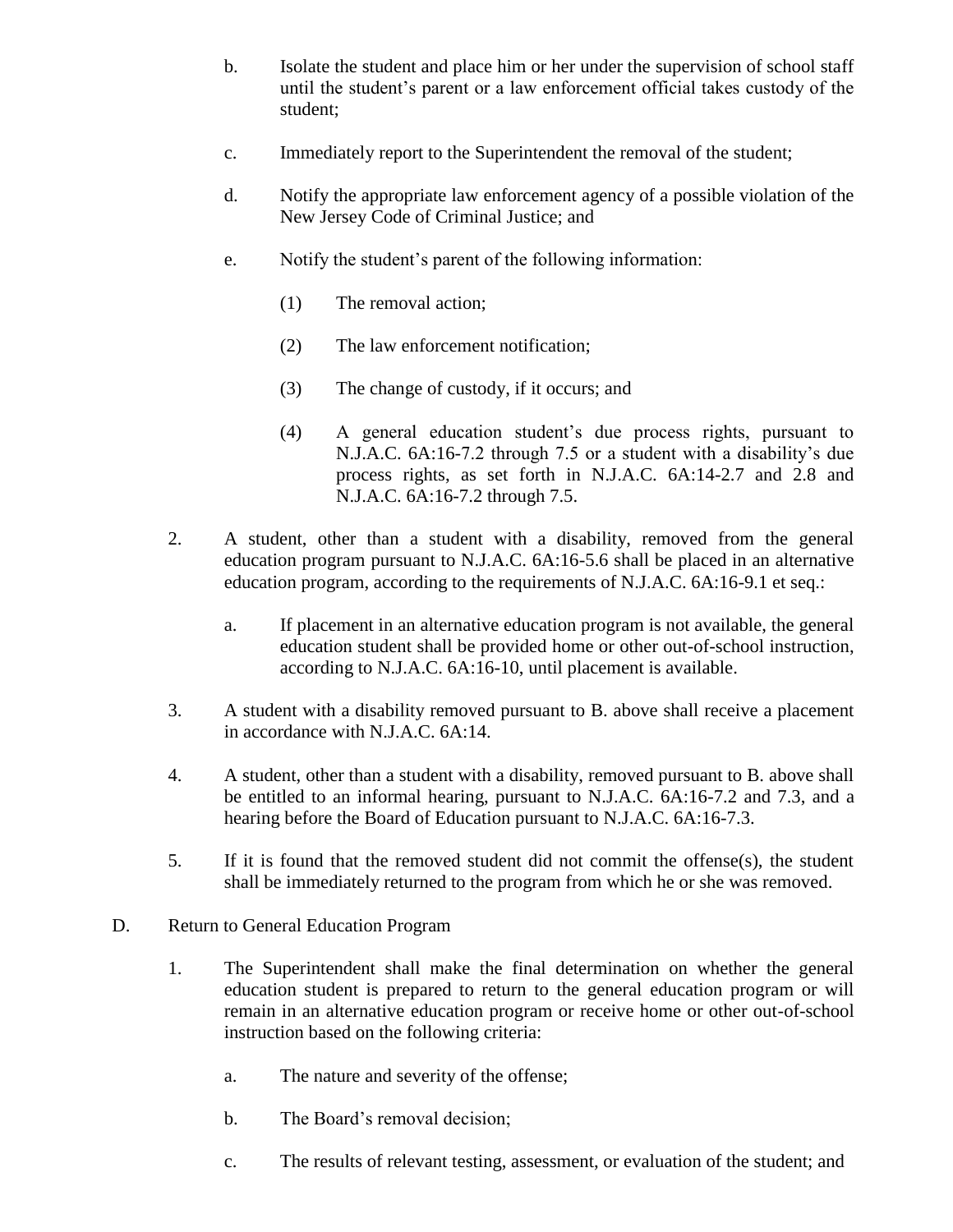b. Isolate the student and place him or her under the supervision of school staff until the student's parent or a law enforcement official takes custody of the student;

c. Immediately report to the Superintendent the removal of the student;

d. Notify the appropriate law enforcement agency of a possible violation of the New Jersey Code of Criminal Justice; and

e. Notify the student's parent of the following information:

(1) The removal action;

(2) The law enforcement notification;

(3) The change of custody, if it occurs; and

(4) A general education student's due process rights, pursuant to N.J.A.C. 6A:16-7.2 through 7.5 or a student with a disability's due process rights, as set forth in N.J.A.C. 6A:14-2.7 and 2.8 and N.J.A.C. 6A:16-7.2 through 7.5.

2. A student, other than a student with a disability, removed from the general education program pursuant to N.J.A.C. 6A:16-5.6 shall be placed in an alternative education program, according to the requirements of N.J.A.C. 6A:16-9.1 et seq.:

a. If placement in an alternative education program is not available, the general education student shall be provided home or other out-of-school instruction, according to N.J.A.C. 6A:16-10, until placement is available.

3. A student with a disability removed pursuant to B. above shall receive a placement in accordance with N.J.A.C. 6A:14.

4. A student, other than a student with a disability, removed pursuant to B. above shall be entitled to an informal hearing, pursuant to N.J.A.C. 6A:16-7.2 and 7.3, and a hearing before the Board of Education pursuant to N.J.A.C. 6A:16-7.3.

5. If it is found that the removed student did not commit the offense(s), the student shall be immediately returned to the program from which he or she was removed.

D. Return to General Education Program

1. The Superintendent shall make the final determination on whether the general education student is prepared to return to the general education program or will remain in an alternative education program or receive home or other out-of-school instruction based on the following criteria:

a. The nature and severity of the offense;

b. The Board's removal decision;

c. The results of relevant testing, assessment, or evaluation of the student; and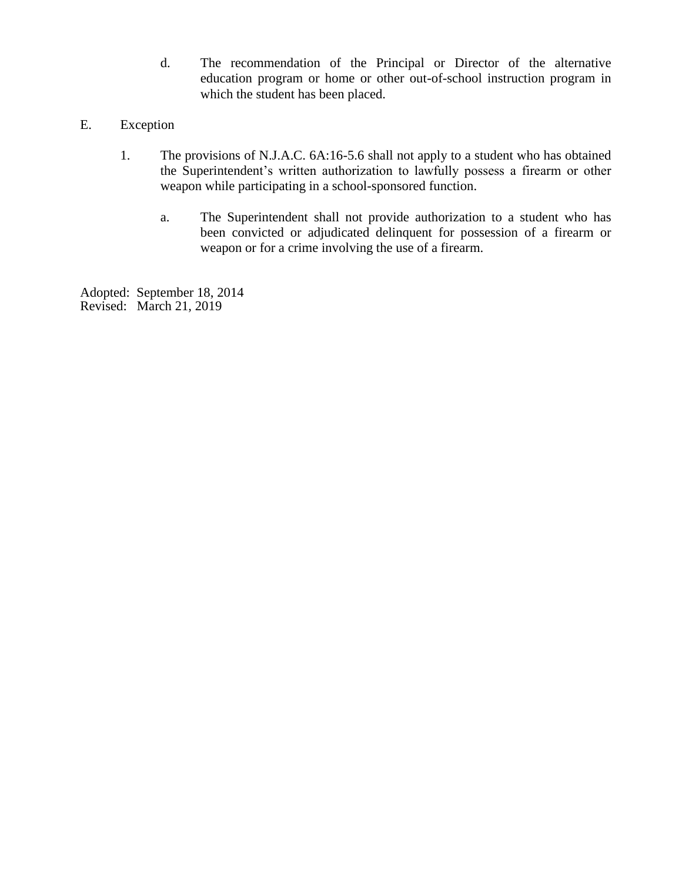d. The recommendation of the Principal or Director of the alternative education program or home or other out-of-school instruction program in which the student has been placed.

E. Exception

1. The provisions of N.J.A.C. 6A:16-5.6 shall not apply to a student who has obtained the Superintendent's written authorization to lawfully possess a firearm or other weapon while participating in a school-sponsored function.

   a. The Superintendent shall not provide authorization to a student who has been convicted or adjudicated delinquent for possession of a firearm or weapon or for a crime involving the use of a firearm.

Adopted: September 18, 2014
Revised: March 21, 2019